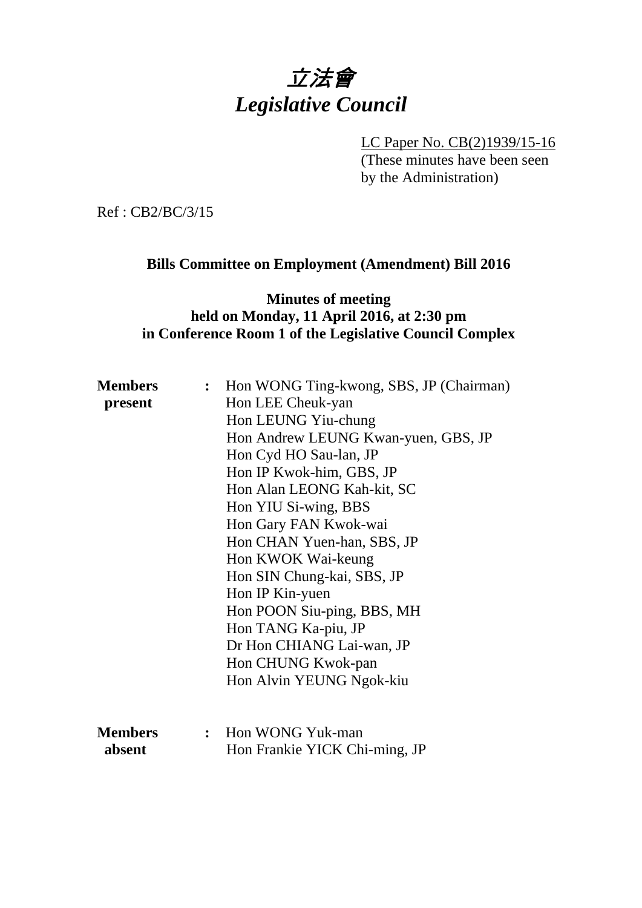# 立法會
# *Legislative Council*

LC Paper No. CB(2)1939/15-16
(These minutes have been seen by the Administration)

Ref : CB2/BC/3/15

**Bills Committee on Employment (Amendment) Bill 2016**

**Minutes of meeting held on Monday, 11 April 2016, at 2:30 pm in Conference Room 1 of the Legislative Council Complex**

**Members present** :
Hon WONG Ting-kwong, SBS, JP (Chairman)
Hon LEE Cheuk-yan
Hon LEUNG Yiu-chung
Hon Andrew LEUNG Kwan-yuen, GBS, JP
Hon Cyd HO Sau-lan, JP
Hon IP Kwok-him, GBS, JP
Hon Alan LEONG Kah-kit, SC
Hon YIU Si-wing, BBS
Hon Gary FAN Kwok-wai
Hon CHAN Yuen-han, SBS, JP
Hon KWOK Wai-keung
Hon SIN Chung-kai, SBS, JP
Hon IP Kin-yuen
Hon POON Siu-ping, BBS, MH
Hon TANG Ka-piu, JP
Dr Hon CHIANG Lai-wan, JP
Hon CHUNG Kwok-pan
Hon Alvin YEUNG Ngok-kiu

**Members absent** :
Hon WONG Yuk-man
Hon Frankie YICK Chi-ming, JP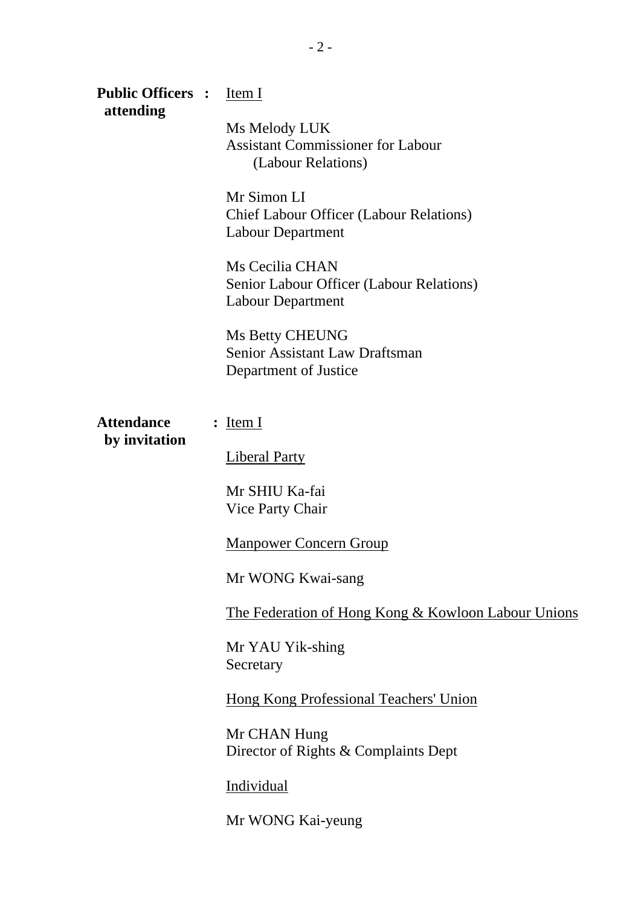**Public Officers attending** : <u>Item I</u>

Ms Melody LUK
Assistant Commissioner for Labour
(Labour Relations)

Mr Simon LI
Chief Labour Officer (Labour Relations)
Labour Department

Ms Cecilia CHAN
Senior Labour Officer (Labour Relations)
Labour Department

Ms Betty CHEUNG
Senior Assistant Law Draftsman
Department of Justice

**Attendance by invitation** : <u>Item I</u>

<u>Liberal Party</u>

Mr SHIU Ka-fai
Vice Party Chair

<u>Manpower Concern Group</u>

Mr WONG Kwai-sang

<u>The Federation of Hong Kong & Kowloon Labour Unions</u>

Mr YAU Yik-shing
Secretary

<u>Hong Kong Professional Teachers' Union</u>

Mr CHAN Hung
Director of Rights & Complaints Dept

<u>Individual</u>

Mr WONG Kai-yeung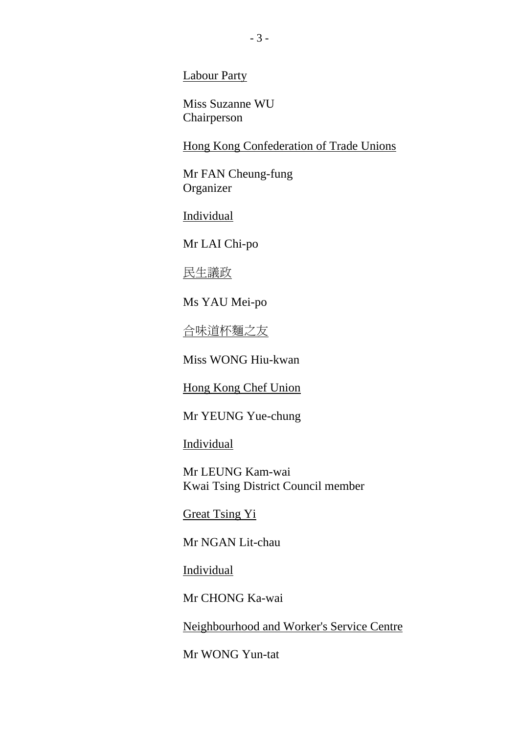<u>Labour Party</u>

Miss Suzanne WU
Chairperson

<u>Hong Kong Confederation of Trade Unions</u>

Mr FAN Cheung-fung
Organizer

<u>Individual</u>

Mr LAI Chi-po

<u>民生議政</u>

Ms YAU Mei-po

<u>合味道杯麵之友</u>

Miss WONG Hiu-kwan

<u>Hong Kong Chef Union</u>

Mr YEUNG Yue-chung

<u>Individual</u>

Mr LEUNG Kam-wai
Kwai Tsing District Council member

<u>Great Tsing Yi</u>

Mr NGAN Lit-chau

<u>Individual</u>

Mr CHONG Ka-wai

<u>Neighbourhood and Worker's Service Centre</u>

Mr WONG Yun-tat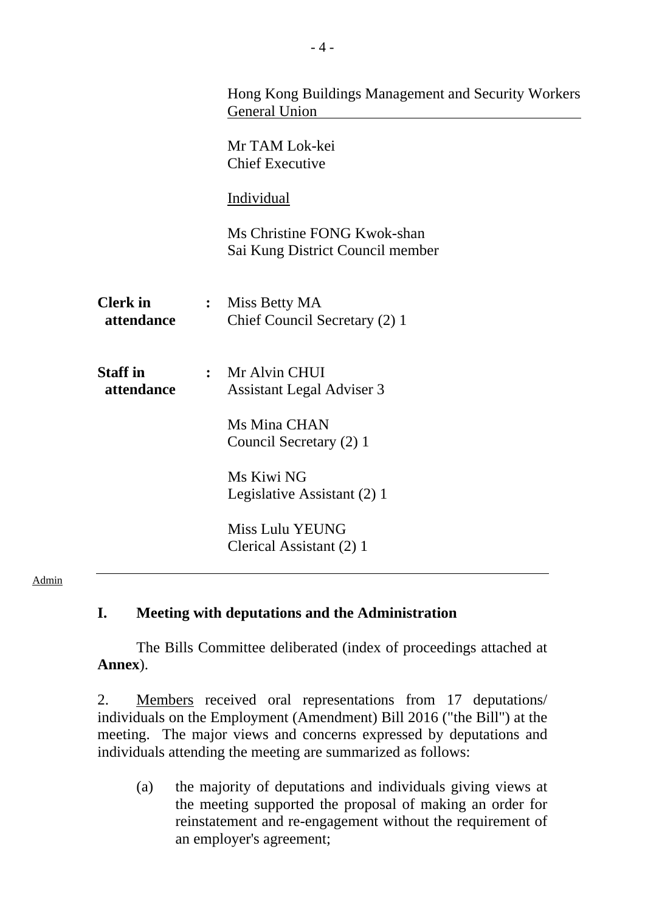Hong Kong Buildings Management and Security Workers General Union

Mr TAM Lok-kei
Chief Executive

Individual

Ms Christine FONG Kwok-shan
Sai Kung District Council member

**Clerk in attendance** : Miss Betty MA
Chief Council Secretary (2) 1

**Staff in attendance** : Mr Alvin CHUI
Assistant Legal Adviser 3

Ms Mina CHAN
Council Secretary (2) 1

Ms Kiwi NG
Legislative Assistant (2) 1

Miss Lulu YEUNG
Clerical Assistant (2) 1

---

Admin

## I. Meeting with deputations and the Administration

The Bills Committee deliberated (index of proceedings attached at **Annex**).

2. Members received oral representations from 17 deputations/ individuals on the Employment (Amendment) Bill 2016 ("the Bill") at the meeting. The major views and concerns expressed by deputations and individuals attending the meeting are summarized as follows:

(a) the majority of deputations and individuals giving views at the meeting supported the proposal of making an order for reinstatement and re-engagement without the requirement of an employer's agreement;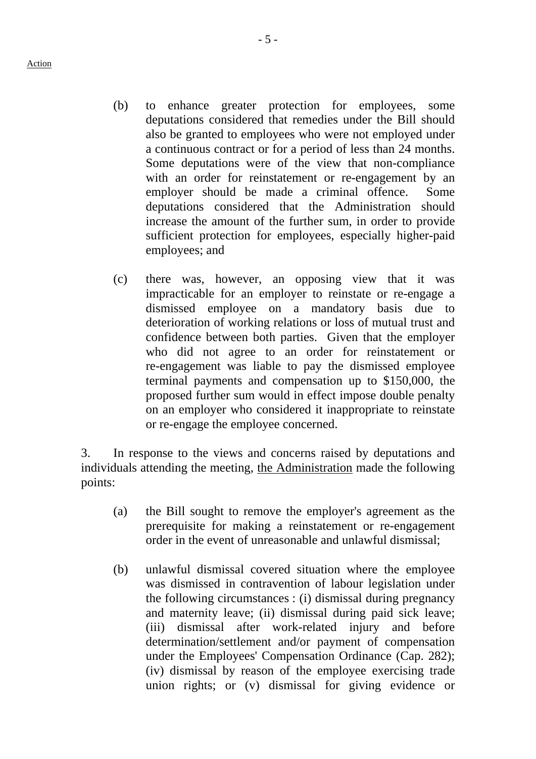Action

(b) to enhance greater protection for employees, some deputations considered that remedies under the Bill should also be granted to employees who were not employed under a continuous contract or for a period of less than 24 months. Some deputations were of the view that non-compliance with an order for reinstatement or re-engagement by an employer should be made a criminal offence. Some deputations considered that the Administration should increase the amount of the further sum, in order to provide sufficient protection for employees, especially higher-paid employees; and

(c) there was, however, an opposing view that it was impracticable for an employer to reinstate or re-engage a dismissed employee on a mandatory basis due to deterioration of working relations or loss of mutual trust and confidence between both parties. Given that the employer who did not agree to an order for reinstatement or re-engagement was liable to pay the dismissed employee terminal payments and compensation up to $150,000, the proposed further sum would in effect impose double penalty on an employer who considered it inappropriate to reinstate or re-engage the employee concerned.

3. In response to the views and concerns raised by deputations and individuals attending the meeting, the Administration made the following points:

(a) the Bill sought to remove the employer's agreement as the prerequisite for making a reinstatement or re-engagement order in the event of unreasonable and unlawful dismissal;

(b) unlawful dismissal covered situation where the employee was dismissed in contravention of labour legislation under the following circumstances : (i) dismissal during pregnancy and maternity leave; (ii) dismissal during paid sick leave; (iii) dismissal after work-related injury and before determination/settlement and/or payment of compensation under the Employees' Compensation Ordinance (Cap. 282); (iv) dismissal by reason of the employee exercising trade union rights; or (v) dismissal for giving evidence or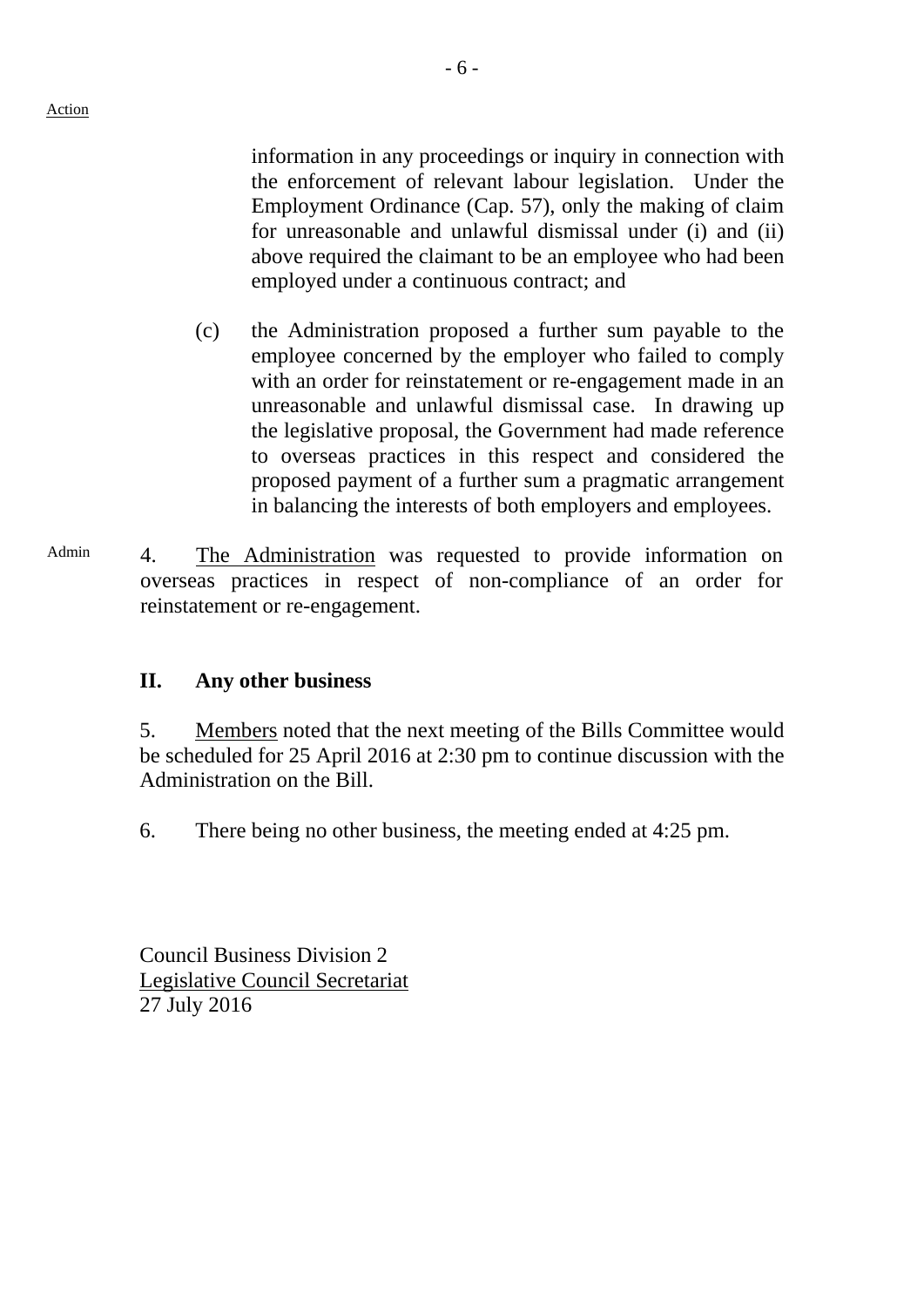Action

information in any proceedings or inquiry in connection with the enforcement of relevant labour legislation. Under the Employment Ordinance (Cap. 57), only the making of claim for unreasonable and unlawful dismissal under (i) and (ii) above required the claimant to be an employee who had been employed under a continuous contract; and

(c) the Administration proposed a further sum payable to the employee concerned by the employer who failed to comply with an order for reinstatement or re-engagement made in an unreasonable and unlawful dismissal case. In drawing up the legislative proposal, the Government had made reference to overseas practices in this respect and considered the proposed payment of a further sum a pragmatic arrangement in balancing the interests of both employers and employees.

Admin

4. The Administration was requested to provide information on overseas practices in respect of non-compliance of an order for reinstatement or re-engagement.

## II. Any other business

5. Members noted that the next meeting of the Bills Committee would be scheduled for 25 April 2016 at 2:30 pm to continue discussion with the Administration on the Bill.

6. There being no other business, the meeting ended at 4:25 pm.

Council Business Division 2
Legislative Council Secretariat
27 July 2016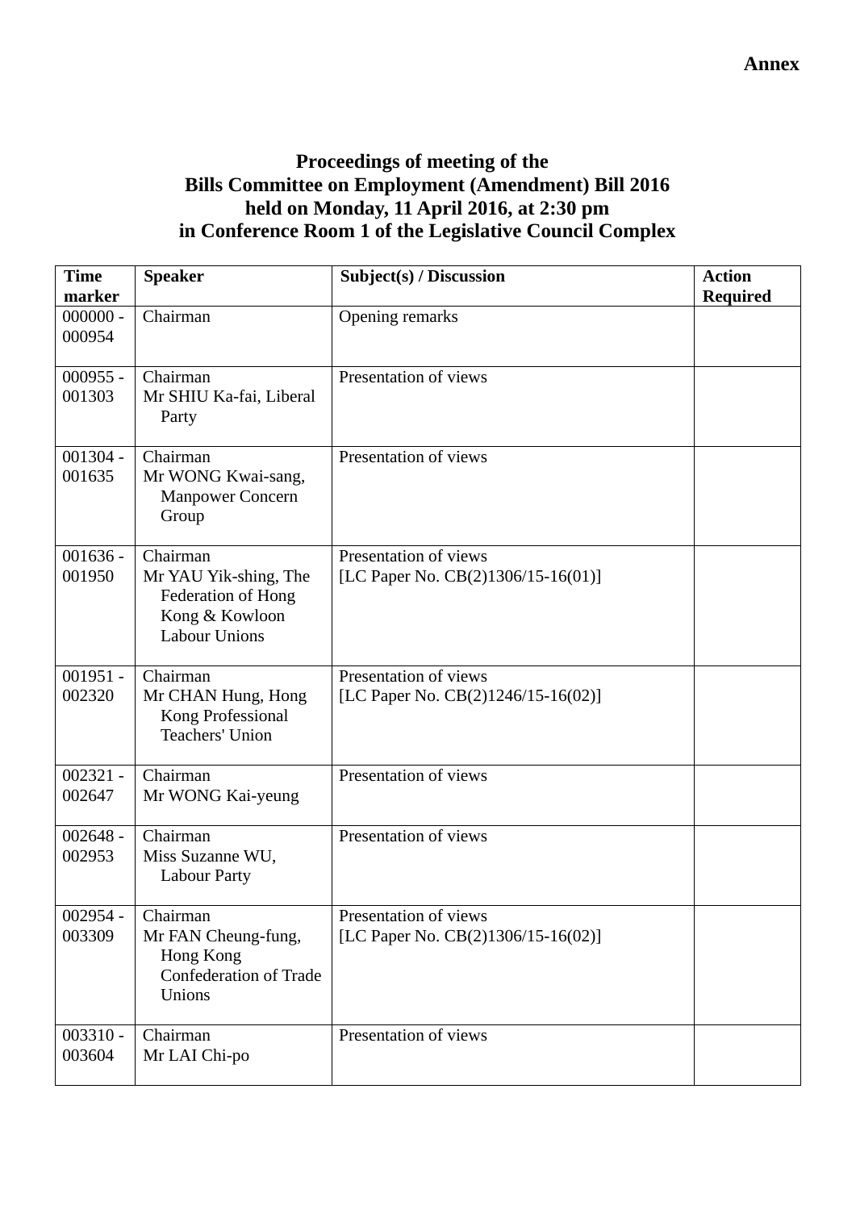**Annex**

**Proceedings of meeting of the Bills Committee on Employment (Amendment) Bill 2016 held on Monday, 11 April 2016, at 2:30 pm in Conference Room 1 of the Legislative Council Complex**

| Time marker | Speaker | Subject(s) / Discussion | Action Required |
|---|---|---|---|
| 000000 - 000954 | Chairman | Opening remarks | |
| 000955 - 001303 | Chairman<br>Mr SHIU Ka-fai, Liberal Party | Presentation of views | |
| 001304 - 001635 | Chairman<br>Mr WONG Kwai-sang, Manpower Concern Group | Presentation of views | |
| 001636 - 001950 | Chairman<br>Mr YAU Yik-shing, The Federation of Hong Kong & Kowloon Labour Unions | Presentation of views<br>[LC Paper No. CB(2)1306/15-16(01)] | |
| 001951 - 002320 | Chairman<br>Mr CHAN Hung, Hong Kong Professional Teachers' Union | Presentation of views<br>[LC Paper No. CB(2)1246/15-16(02)] | |
| 002321 - 002647 | Chairman<br>Mr WONG Kai-yeung | Presentation of views | |
| 002648 - 002953 | Chairman<br>Miss Suzanne WU, Labour Party | Presentation of views | |
| 002954 - 003309 | Chairman<br>Mr FAN Cheung-fung, Hong Kong Confederation of Trade Unions | Presentation of views<br>[LC Paper No. CB(2)1306/15-16(02)] | |
| 003310 - 003604 | Chairman<br>Mr LAI Chi-po | Presentation of views | |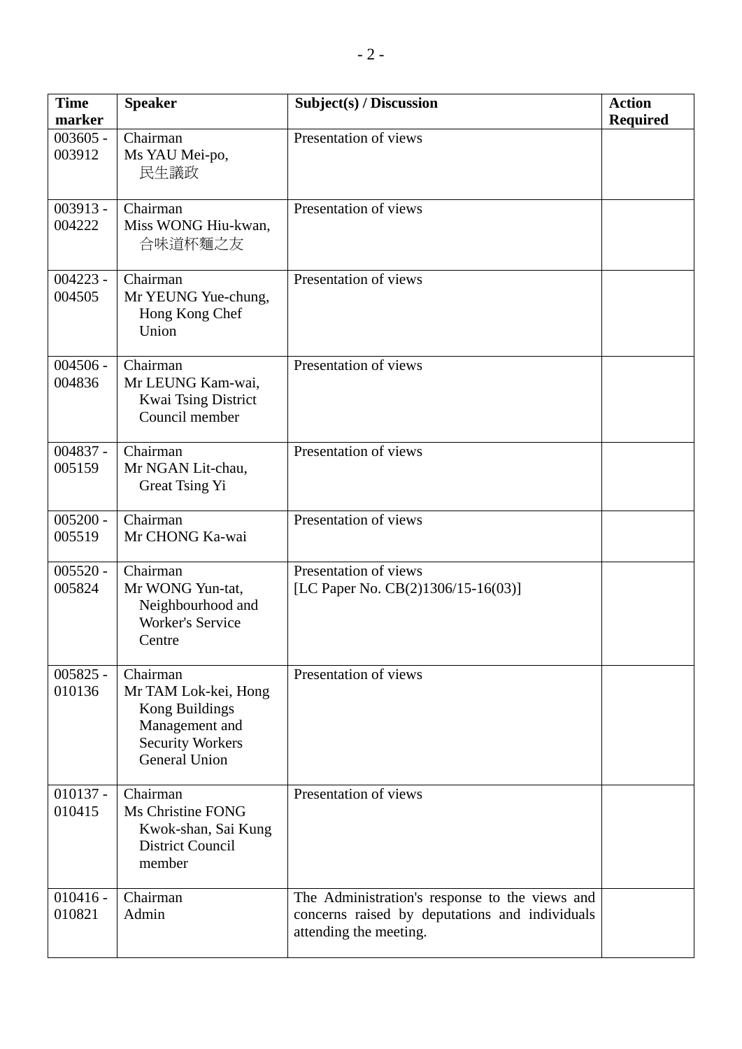| Time marker | Speaker | Subject(s) / Discussion | Action Required |
|---|---|---|---|
| 003605 - 003912 | Chairman<br>Ms YAU Mei-po, 民生議政 | Presentation of views | |
| 003913 - 004222 | Chairman<br>Miss WONG Hiu-kwan, 合味道杯麵之友 | Presentation of views | |
| 004223 - 004505 | Chairman<br>Mr YEUNG Yue-chung, Hong Kong Chef Union | Presentation of views | |
| 004506 - 004836 | Chairman<br>Mr LEUNG Kam-wai, Kwai Tsing District Council member | Presentation of views | |
| 004837 - 005159 | Chairman<br>Mr NGAN Lit-chau, Great Tsing Yi | Presentation of views | |
| 005200 - 005519 | Chairman<br>Mr CHONG Ka-wai | Presentation of views | |
| 005520 - 005824 | Chairman<br>Mr WONG Yun-tat, Neighbourhood and Worker's Service Centre | Presentation of views<br>[LC Paper No. CB(2)1306/15-16(03)] | |
| 005825 - 010136 | Chairman<br>Mr TAM Lok-kei, Hong Kong Buildings Management and Security Workers General Union | Presentation of views | |
| 010137 - 010415 | Chairman<br>Ms Christine FONG Kwok-shan, Sai Kung District Council member | Presentation of views | |
| 010416 - 010821 | Chairman<br>Admin | The Administration's response to the views and concerns raised by deputations and individuals attending the meeting. | |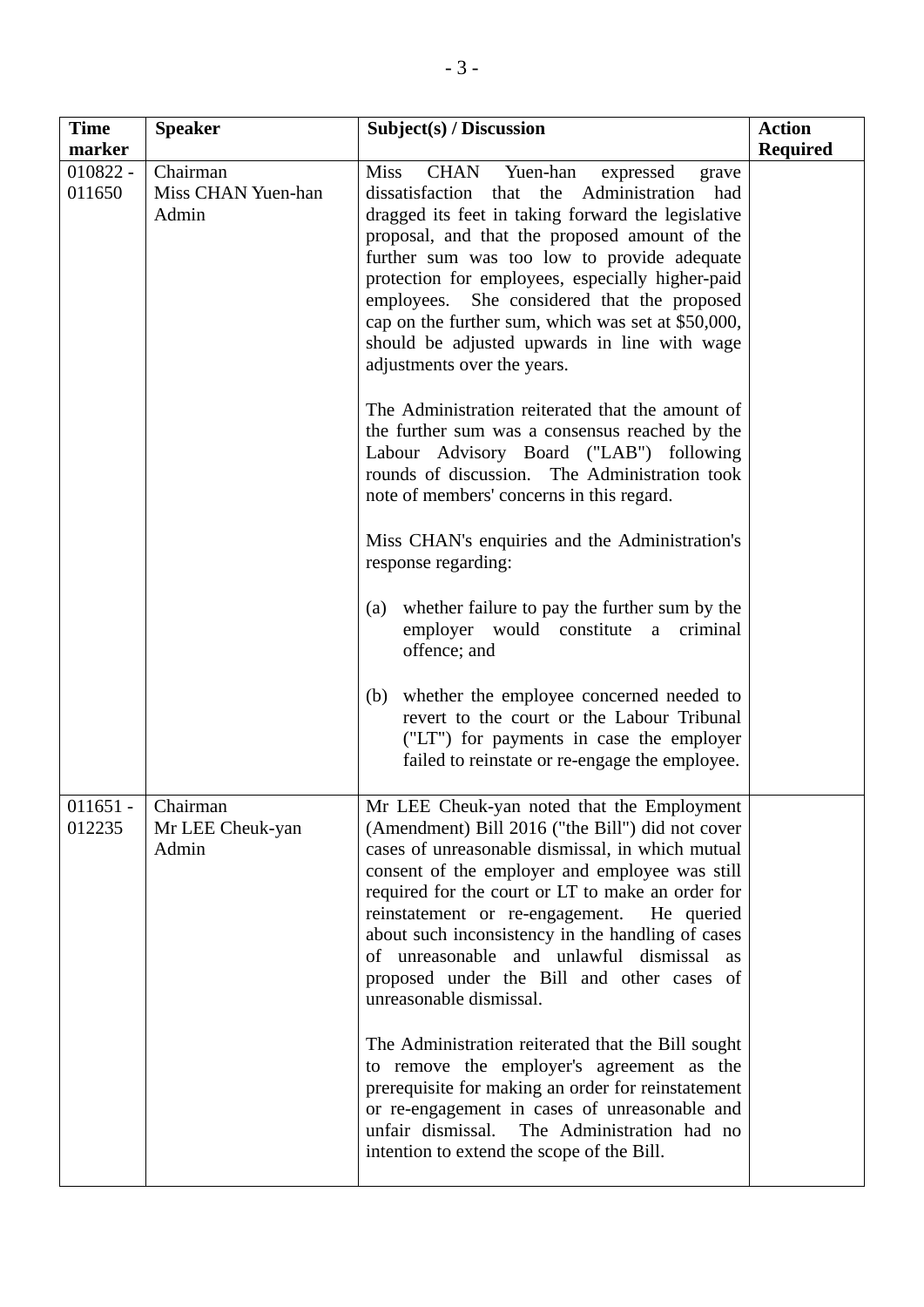| Time marker | Speaker | Subject(s) / Discussion | Action Required |
|---|---|---|---|
| 010822 - 011650 | Chairman<br>Miss CHAN Yuen-han<br>Admin | Miss CHAN Yuen-han expressed grave dissatisfaction that the Administration had dragged its feet in taking forward the legislative proposal, and that the proposed amount of the further sum was too low to provide adequate protection for employees, especially higher-paid employees. She considered that the proposed cap on the further sum, which was set at $50,000, should be adjusted upwards in line with wage adjustments over the years.<br><br>The Administration reiterated that the amount of the further sum was a consensus reached by the Labour Advisory Board ("LAB") following rounds of discussion. The Administration took note of members' concerns in this regard.<br><br>Miss CHAN's enquiries and the Administration's response regarding:<br><br>(a) whether failure to pay the further sum by the employer would constitute a criminal offence; and<br><br>(b) whether the employee concerned needed to revert to the court or the Labour Tribunal ("LT") for payments in case the employer failed to reinstate or re-engage the employee. | |
| 011651 - 012235 | Chairman<br>Mr LEE Cheuk-yan<br>Admin | Mr LEE Cheuk-yan noted that the Employment (Amendment) Bill 2016 ("the Bill") did not cover cases of unreasonable dismissal, in which mutual consent of the employer and employee was still required for the court or LT to make an order for reinstatement or re-engagement. He queried about such inconsistency in the handling of cases of unreasonable and unlawful dismissal as proposed under the Bill and other cases of unreasonable dismissal.<br><br>The Administration reiterated that the Bill sought to remove the employer's agreement as the prerequisite for making an order for reinstatement or re-engagement in cases of unreasonable and unfair dismissal. The Administration had no intention to extend the scope of the Bill. | |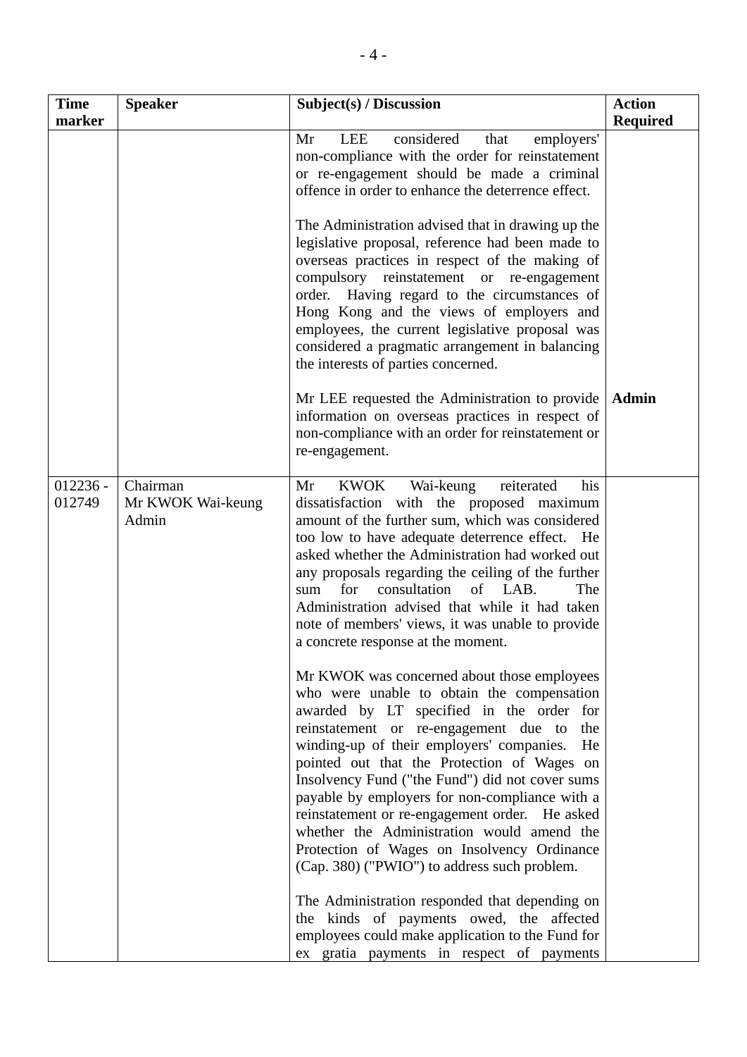| Time marker | Speaker | Subject(s) / Discussion | Action Required |
|---|---|---|---|
| | | Mr LEE considered that employers' non-compliance with the order for reinstatement or re-engagement should be made a criminal offence in order to enhance the deterrence effect.<br><br>The Administration advised that in drawing up the legislative proposal, reference had been made to overseas practices in respect of the making of compulsory reinstatement or re-engagement order. Having regard to the circumstances of Hong Kong and the views of employers and employees, the current legislative proposal was considered a pragmatic arrangement in balancing the interests of parties concerned.<br><br>Mr LEE requested the Administration to provide information on overseas practices in respect of non-compliance with an order for reinstatement or re-engagement. | <br><br><br><br><br><br><br><br><br><br><br><br><br>**Admin** |
| 012236 - 012749 | Chairman<br>Mr KWOK Wai-keung<br>Admin | Mr KWOK Wai-keung reiterated his dissatisfaction with the proposed maximum amount of the further sum, which was considered too low to have adequate deterrence effect. He asked whether the Administration had worked out any proposals regarding the ceiling of the further sum for consultation of LAB. The Administration advised that while it had taken note of members' views, it was unable to provide a concrete response at the moment.<br><br>Mr KWOK was concerned about those employees who were unable to obtain the compensation awarded by LT specified in the order for reinstatement or re-engagement due to the winding-up of their employers' companies. He pointed out that the Protection of Wages on Insolvency Fund ("the Fund") did not cover sums payable by employers for non-compliance with a reinstatement or re-engagement order. He asked whether the Administration would amend the Protection of Wages on Insolvency Ordinance (Cap. 380) ("PWIO") to address such problem.<br><br>The Administration responded that depending on the kinds of payments owed, the affected employees could make application to the Fund for ex gratia payments in respect of payments | |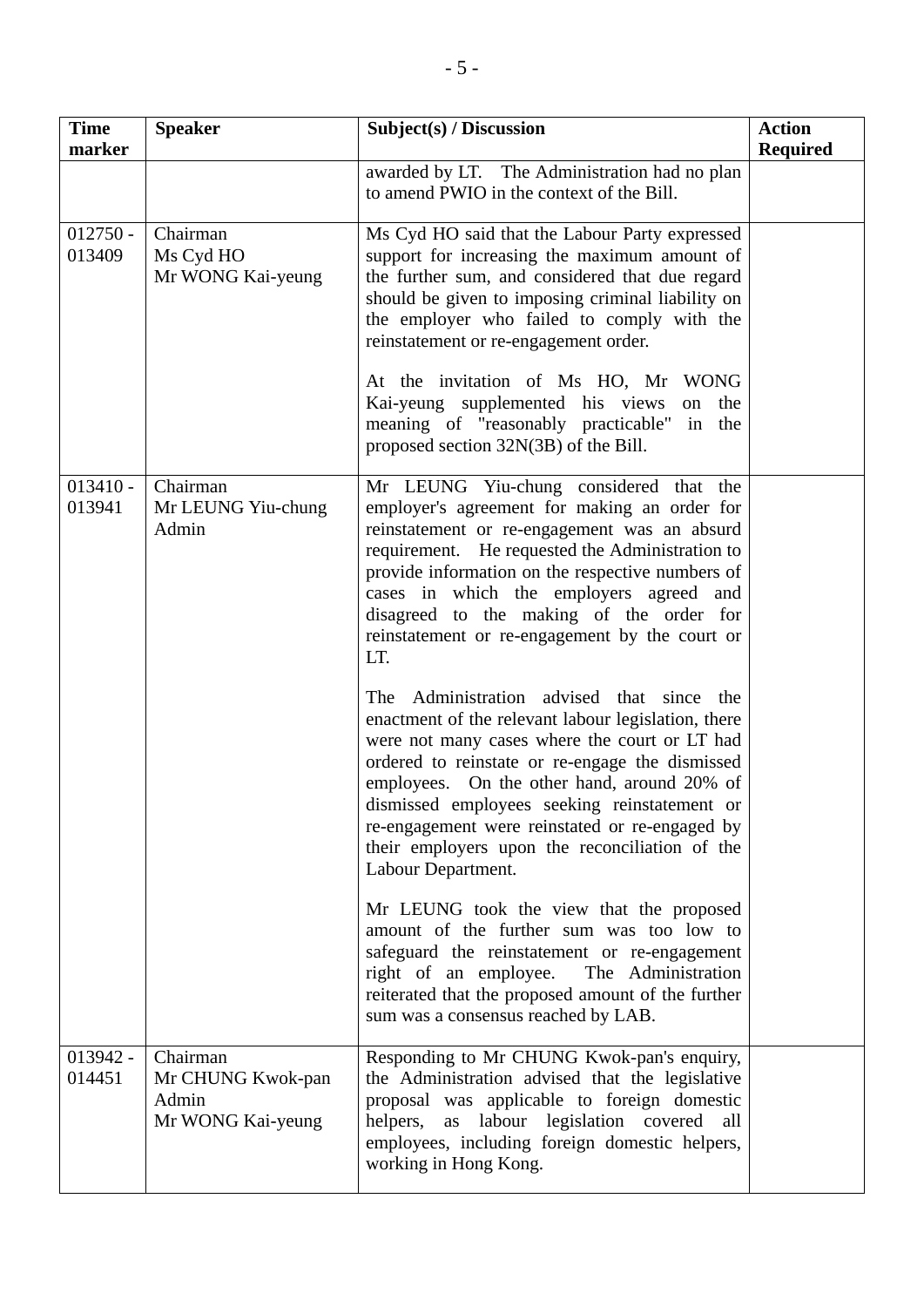| Time marker | Speaker | Subject(s) / Discussion | Action Required |
|---|---|---|---|
| | | awarded by LT. The Administration had no plan to amend PWIO in the context of the Bill. | |
| 012750 - 013409 | Chairman<br>Ms Cyd HO<br>Mr WONG Kai-yeung | Ms Cyd HO said that the Labour Party expressed support for increasing the maximum amount of the further sum, and considered that due regard should be given to imposing criminal liability on the employer who failed to comply with the reinstatement or re-engagement order.<br><br>At the invitation of Ms HO, Mr WONG Kai-yeung supplemented his views on the meaning of "reasonably practicable" in the proposed section 32N(3B) of the Bill. | |
| 013410 - 013941 | Chairman<br>Mr LEUNG Yiu-chung<br>Admin | Mr LEUNG Yiu-chung considered that the employer's agreement for making an order for reinstatement or re-engagement was an absurd requirement. He requested the Administration to provide information on the respective numbers of cases in which the employers agreed and disagreed to the making of the order for reinstatement or re-engagement by the court or LT.<br><br>The Administration advised that since the enactment of the relevant labour legislation, there were not many cases where the court or LT had ordered to reinstate or re-engage the dismissed employees. On the other hand, around 20% of dismissed employees seeking reinstatement or re-engagement were reinstated or re-engaged by their employers upon the reconciliation of the Labour Department.<br><br>Mr LEUNG took the view that the proposed amount of the further sum was too low to safeguard the reinstatement or re-engagement right of an employee. The Administration reiterated that the proposed amount of the further sum was a consensus reached by LAB. | |
| 013942 - 014451 | Chairman<br>Mr CHUNG Kwok-pan<br>Admin<br>Mr WONG Kai-yeung | Responding to Mr CHUNG Kwok-pan's enquiry, the Administration advised that the legislative proposal was applicable to foreign domestic helpers, as labour legislation covered all employees, including foreign domestic helpers, working in Hong Kong. | |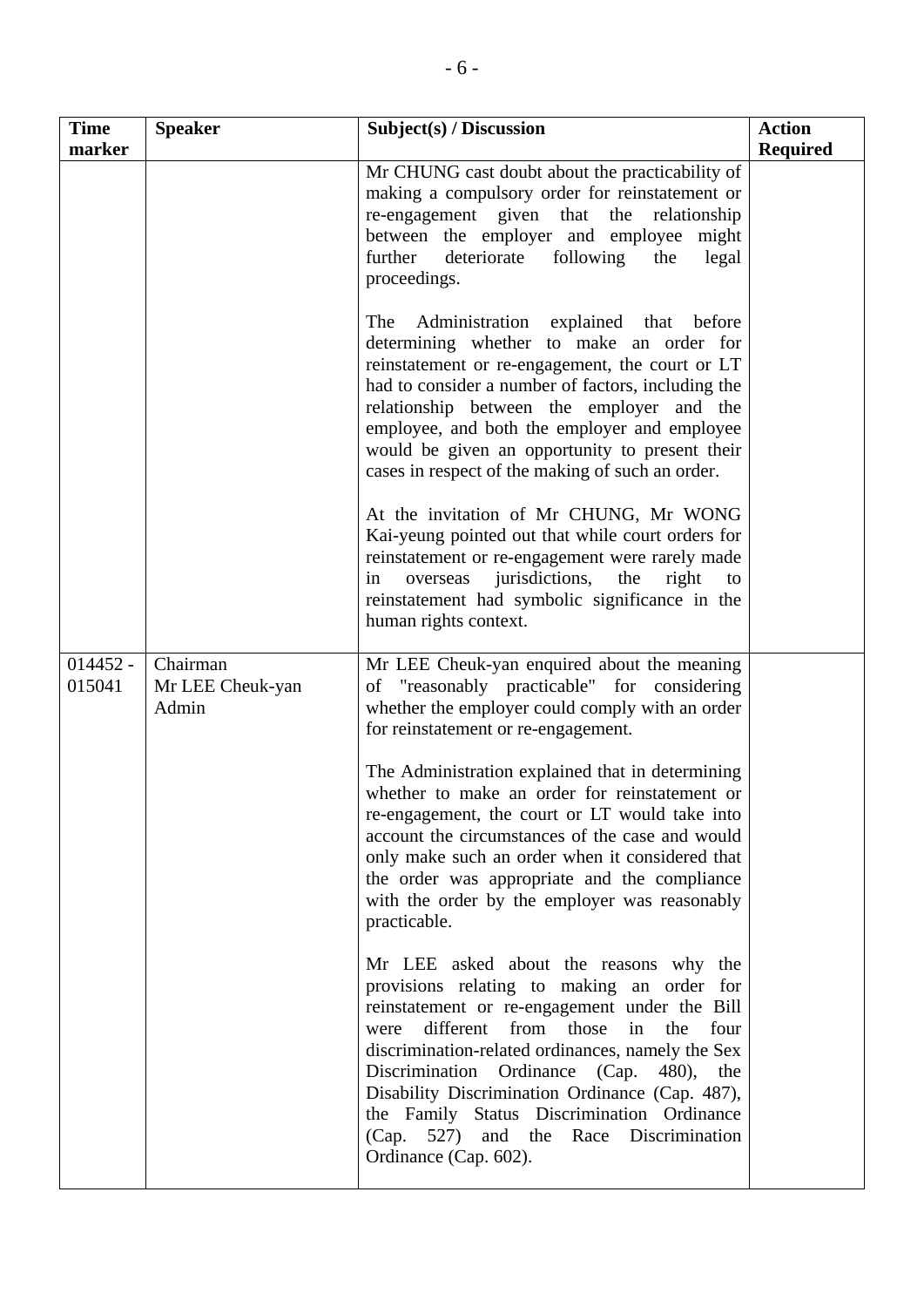| Time marker | Speaker | Subject(s) / Discussion | Action Required |
|---|---|---|---|
| | | Mr CHUNG cast doubt about the practicability of making a compulsory order for reinstatement or re-engagement given that the relationship between the employer and employee might further deteriorate following the legal proceedings.<br><br>The Administration explained that before determining whether to make an order for reinstatement or re-engagement, the court or LT had to consider a number of factors, including the relationship between the employer and the employee, and both the employer and employee would be given an opportunity to present their cases in respect of the making of such an order.<br><br>At the invitation of Mr CHUNG, Mr WONG Kai-yeung pointed out that while court orders for reinstatement or re-engagement were rarely made in overseas jurisdictions, the right to reinstatement had symbolic significance in the human rights context. | |
| 014452 - 015041 | Chairman<br>Mr LEE Cheuk-yan<br>Admin | Mr LEE Cheuk-yan enquired about the meaning of "reasonably practicable" for considering whether the employer could comply with an order for reinstatement or re-engagement.<br><br>The Administration explained that in determining whether to make an order for reinstatement or re-engagement, the court or LT would take into account the circumstances of the case and would only make such an order when it considered that the order was appropriate and the compliance with the order by the employer was reasonably practicable.<br><br>Mr LEE asked about the reasons why the provisions relating to making an order for reinstatement or re-engagement under the Bill were different from those in the four discrimination-related ordinances, namely the Sex Discrimination Ordinance (Cap. 480), the Disability Discrimination Ordinance (Cap. 487), the Family Status Discrimination Ordinance (Cap. 527) and the Race Discrimination Ordinance (Cap. 602). | |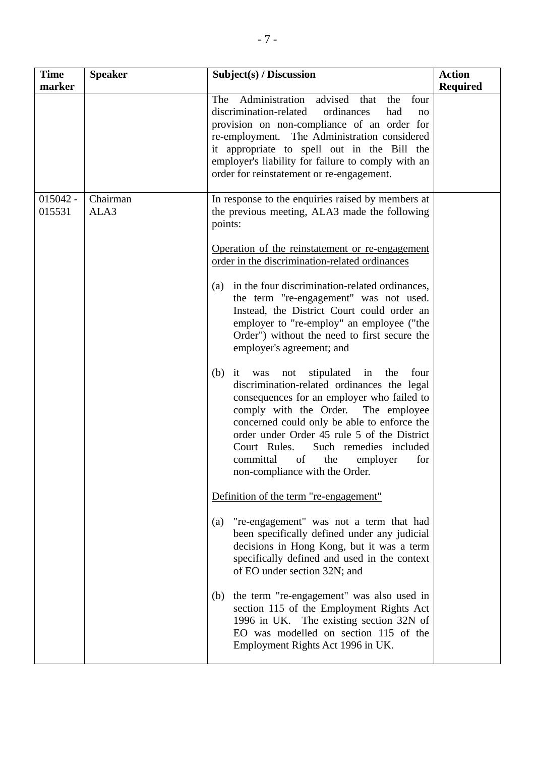| Time marker | Speaker | Subject(s) / Discussion | Action Required |
|---|---|---|---|
| | | The Administration advised that the four discrimination-related ordinances had no provision on non-compliance of an order for re-employment. The Administration considered it appropriate to spell out in the Bill the employer's liability for failure to comply with an order for reinstatement or re-engagement. | |
| 015042 - 015531 | Chairman<br>ALA3 | In response to the enquiries raised by members at the previous meeting, ALA3 made the following points:<br><br><u>Operation of the reinstatement or re-engagement order in the discrimination-related ordinances</u><br><br>(a) in the four discrimination-related ordinances, the term "re-engagement" was not used. Instead, the District Court could order an employer to "re-employ" an employee ("the Order") without the need to first secure the employer's agreement; and<br><br>(b) it was not stipulated in the four discrimination-related ordinances the legal consequences for an employer who failed to comply with the Order. The employee concerned could only be able to enforce the order under Order 45 rule 5 of the District Court Rules. Such remedies included committal of the employer for non-compliance with the Order.<br><br><u>Definition of the term "re-engagement"</u><br><br>(a) "re-engagement" was not a term that had been specifically defined under any judicial decisions in Hong Kong, but it was a term specifically defined and used in the context of EO under section 32N; and<br><br>(b) the term "re-engagement" was also used in section 115 of the Employment Rights Act 1996 in UK. The existing section 32N of EO was modelled on section 115 of the Employment Rights Act 1996 in UK. | |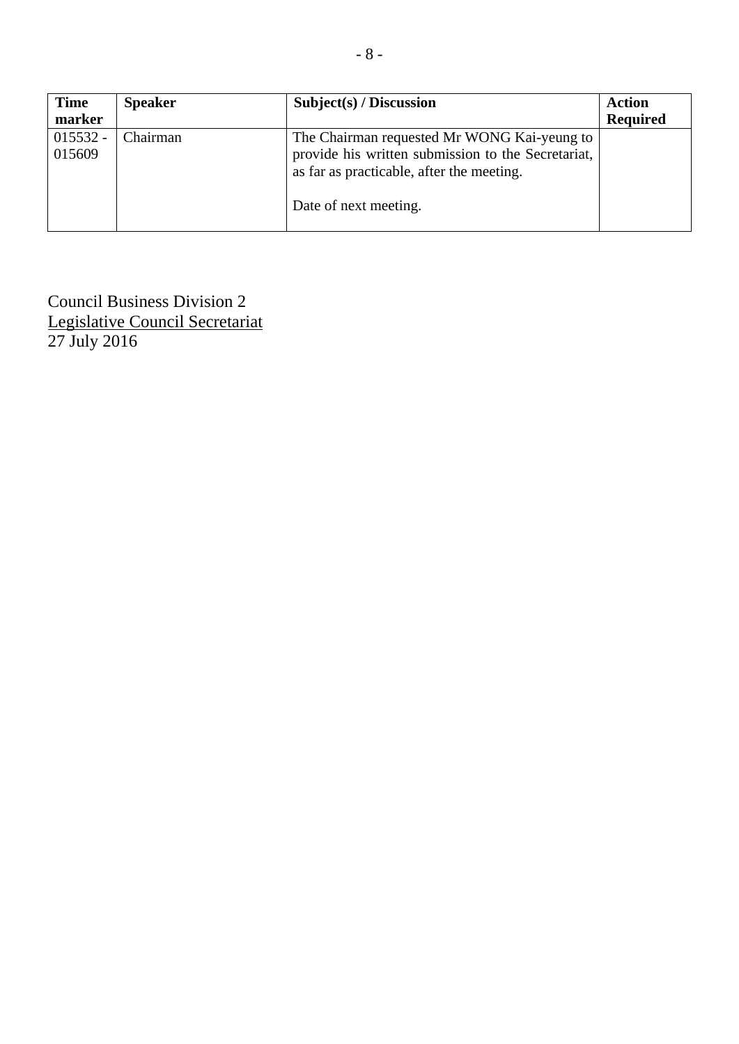| Time marker | Speaker | Subject(s) / Discussion | Action Required |
|---|---|---|---|
| 015532 - 015609 | Chairman | The Chairman requested Mr WONG Kai-yeung to provide his written submission to the Secretariat, as far as practicable, after the meeting.<br><br>Date of next meeting. | |

Council Business Division 2
Legislative Council Secretariat
27 July 2016